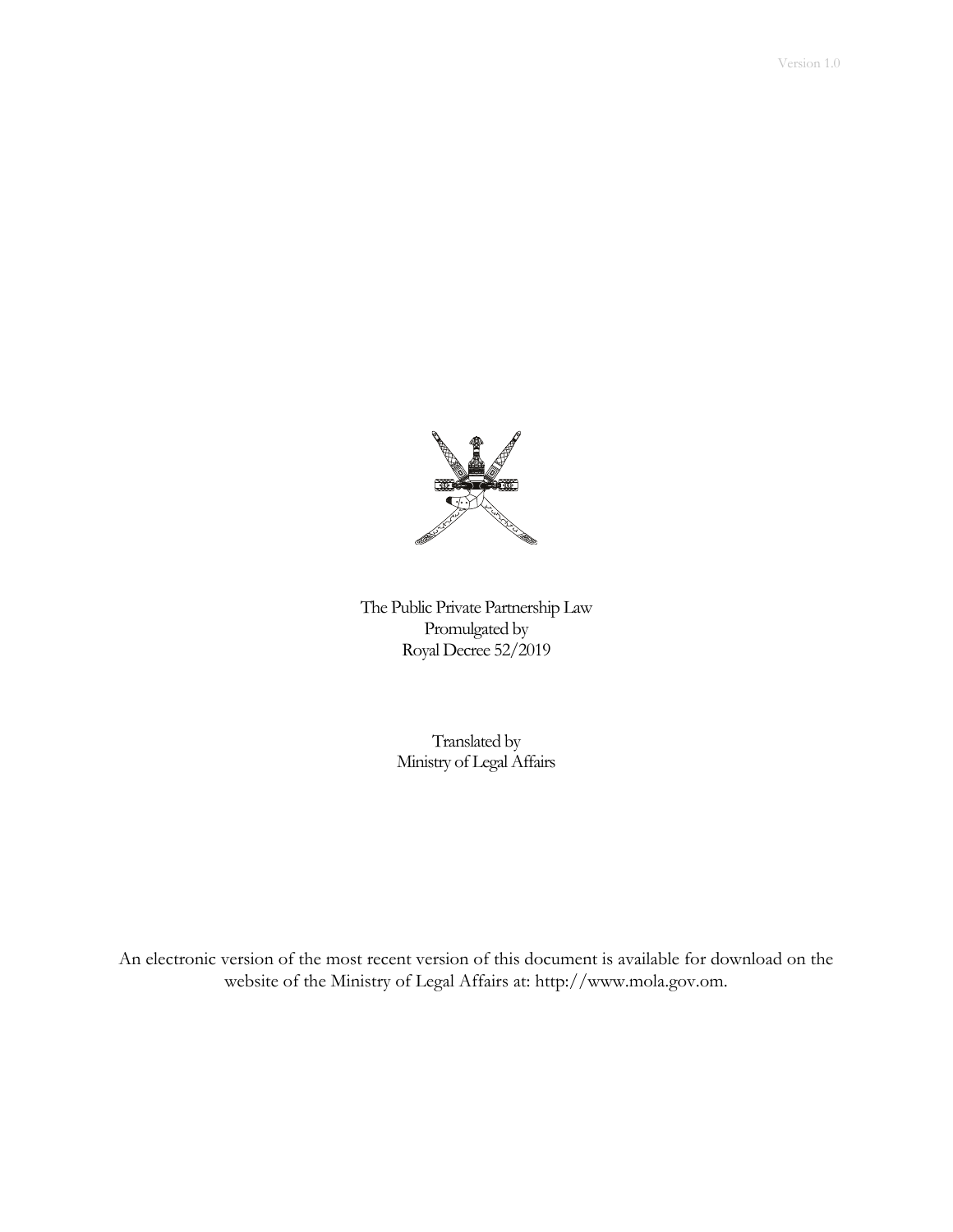Version 1.0

The Public Private Partnership Law
Promulgated by
Royal Decree 52/2019

Translated by
Ministry of Legal Affairs

An electronic version of the most recent version of this document is available for download on the website of the Ministry of Legal Affairs at: http://www.mola.gov.om.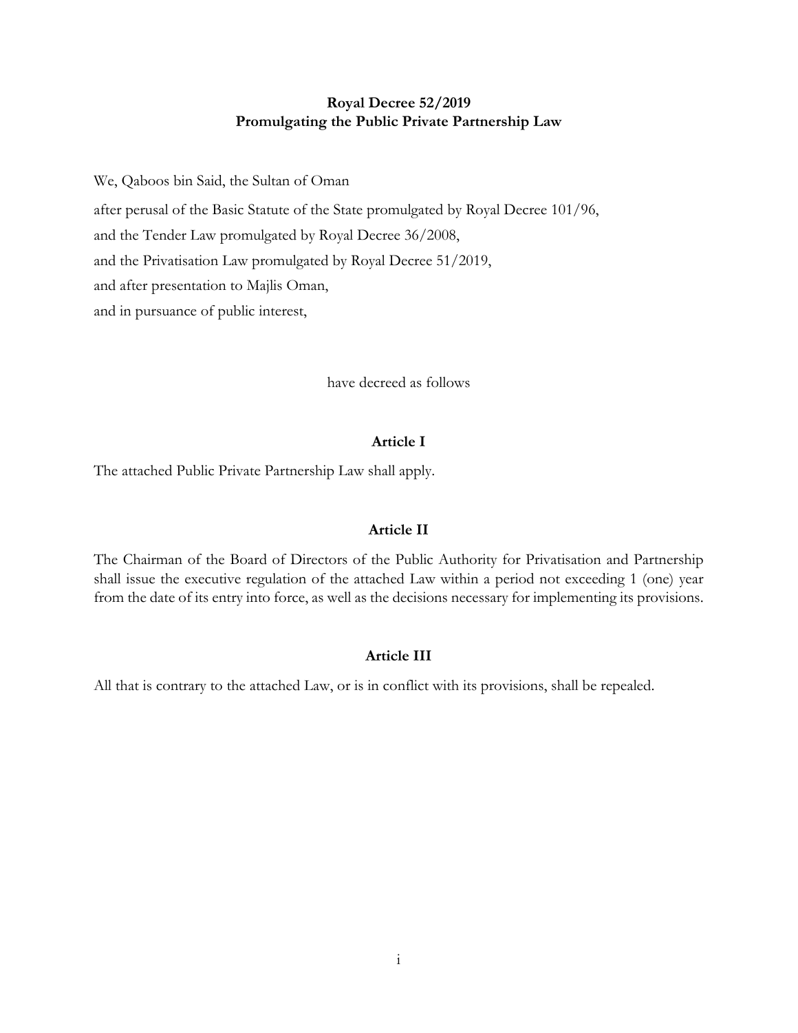**Royal Decree 52/2019**
**Promulgating the Public Private Partnership Law**

We, Qaboos bin Said, the Sultan of Oman

after perusal of the Basic Statute of the State promulgated by Royal Decree 101/96,

and the Tender Law promulgated by Royal Decree 36/2008,

and the Privatisation Law promulgated by Royal Decree 51/2019,

and after presentation to Majlis Oman,

and in pursuance of public interest,

have decreed as follows

**Article I**

The attached Public Private Partnership Law shall apply.

**Article II**

The Chairman of the Board of Directors of the Public Authority for Privatisation and Partnership shall issue the executive regulation of the attached Law within a period not exceeding 1 (one) year from the date of its entry into force, as well as the decisions necessary for implementing its provisions.

**Article III**

All that is contrary to the attached Law, or is in conflict with its provisions, shall be repealed.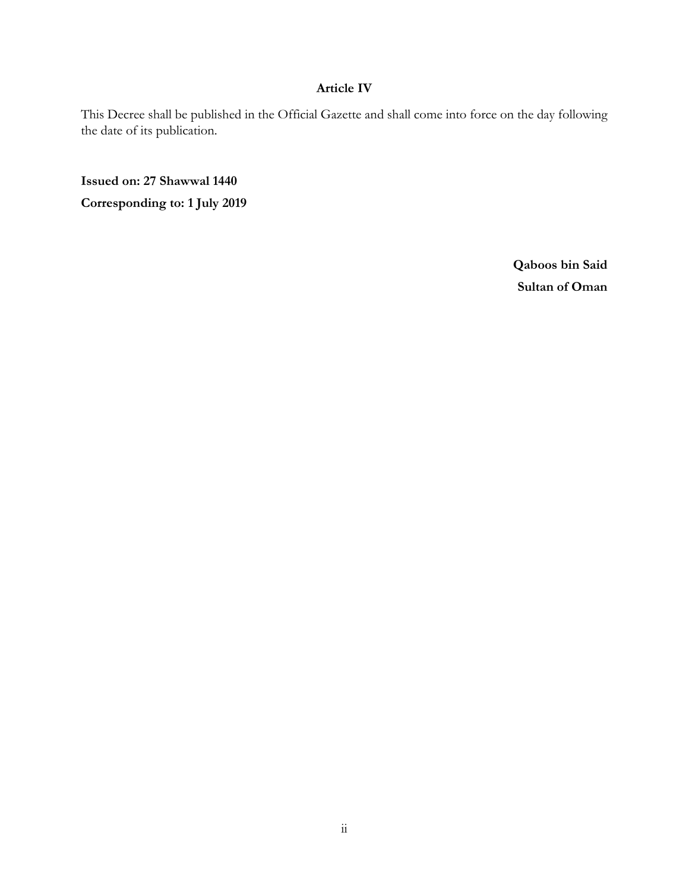### Article IV

This Decree shall be published in the Official Gazette and shall come into force on the day following the date of its publication.

**Issued on: 27 Shawwal 1440**

**Corresponding to: 1 July 2019**

**Qaboos bin Said**

**Sultan of Oman**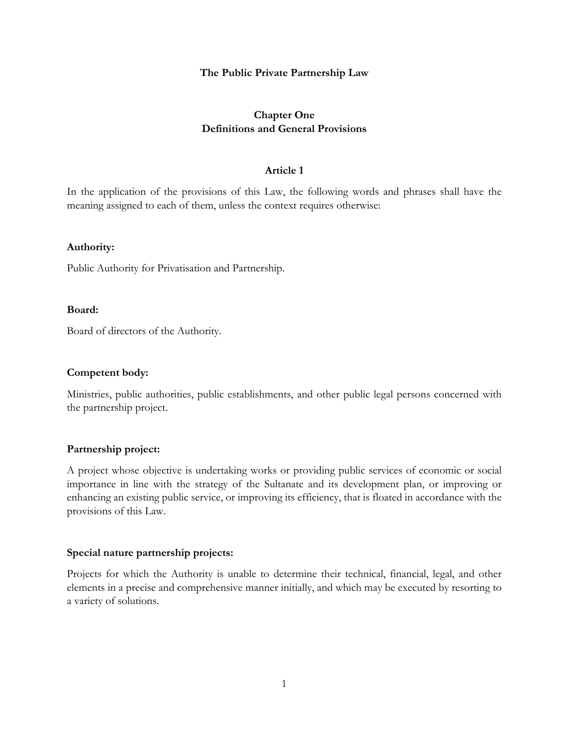# The Public Private Partnership Law

## Chapter One
## Definitions and General Provisions

### Article 1

In the application of the provisions of this Law, the following words and phrases shall have the meaning assigned to each of them, unless the context requires otherwise:

**Authority:**

Public Authority for Privatisation and Partnership.

**Board:**

Board of directors of the Authority.

**Competent body:**

Ministries, public authorities, public establishments, and other public legal persons concerned with the partnership project.

**Partnership project:**

A project whose objective is undertaking works or providing public services of economic or social importance in line with the strategy of the Sultanate and its development plan, or improving or enhancing an existing public service, or improving its efficiency, that is floated in accordance with the provisions of this Law.

**Special nature partnership projects:**

Projects for which the Authority is unable to determine their technical, financial, legal, and other elements in a precise and comprehensive manner initially, and which may be executed by resorting to a variety of solutions.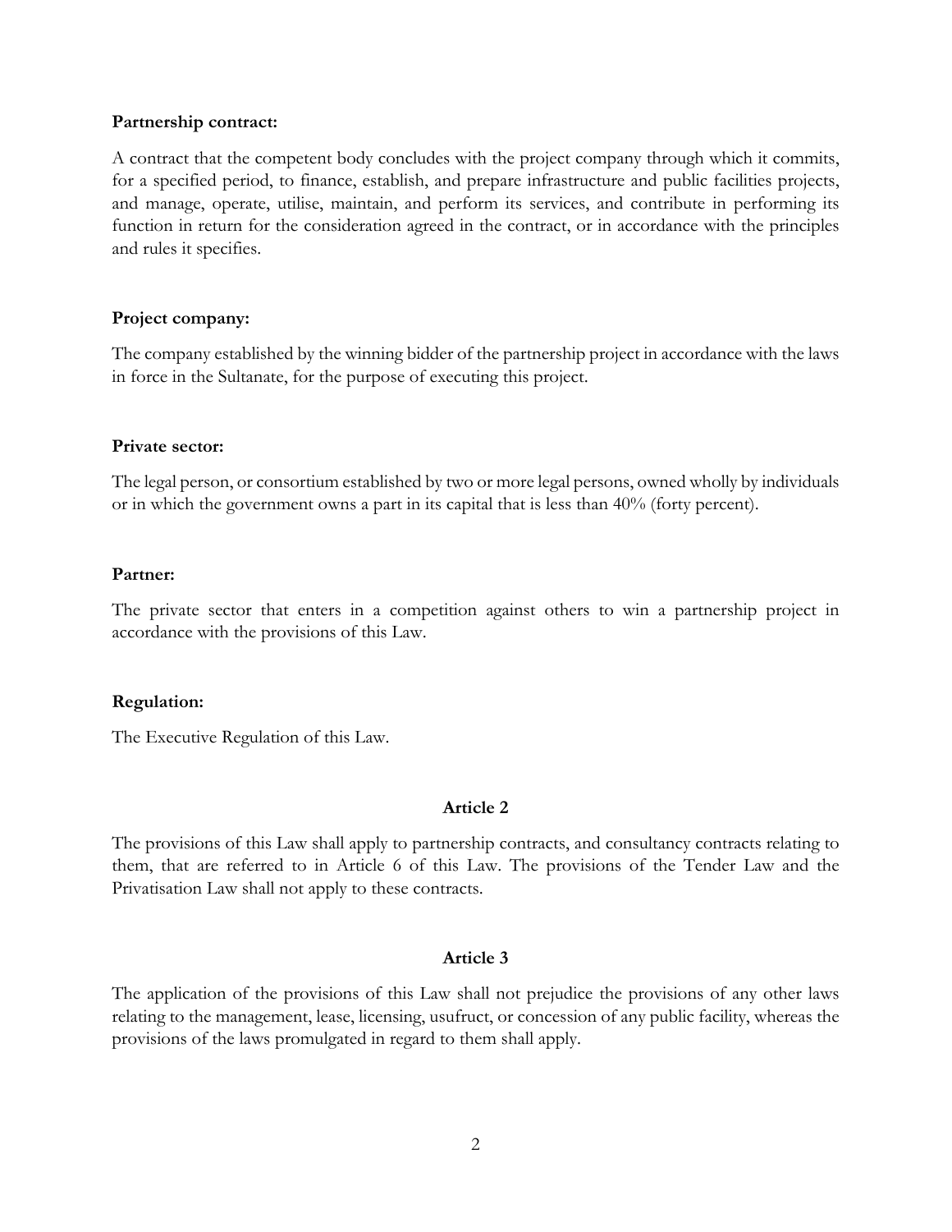**Partnership contract:**

A contract that the competent body concludes with the project company through which it commits, for a specified period, to finance, establish, and prepare infrastructure and public facilities projects, and manage, operate, utilise, maintain, and perform its services, and contribute in performing its function in return for the consideration agreed in the contract, or in accordance with the principles and rules it specifies.

**Project company:**

The company established by the winning bidder of the partnership project in accordance with the laws in force in the Sultanate, for the purpose of executing this project.

**Private sector:**

The legal person, or consortium established by two or more legal persons, owned wholly by individuals or in which the government owns a part in its capital that is less than 40% (forty percent).

**Partner:**

The private sector that enters in a competition against others to win a partnership project in accordance with the provisions of this Law.

**Regulation:**

The Executive Regulation of this Law.

### Article 2

The provisions of this Law shall apply to partnership contracts, and consultancy contracts relating to them, that are referred to in Article 6 of this Law. The provisions of the Tender Law and the Privatisation Law shall not apply to these contracts.

### Article 3

The application of the provisions of this Law shall not prejudice the provisions of any other laws relating to the management, lease, licensing, usufruct, or concession of any public facility, whereas the provisions of the laws promulgated in regard to them shall apply.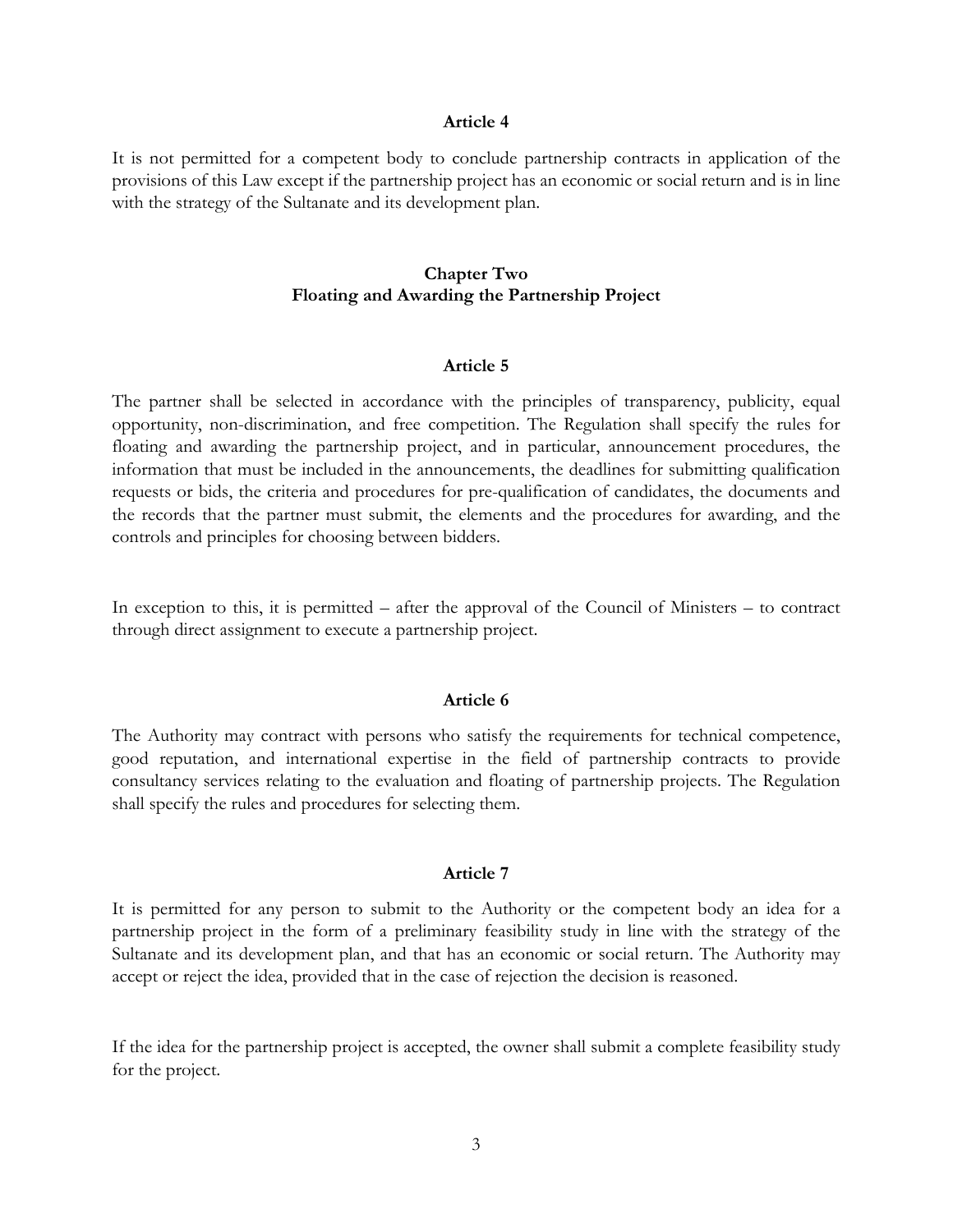### Article 4

It is not permitted for a competent body to conclude partnership contracts in application of the provisions of this Law except if the partnership project has an economic or social return and is in line with the strategy of the Sultanate and its development plan.

## Chapter Two
## Floating and Awarding the Partnership Project

### Article 5

The partner shall be selected in accordance with the principles of transparency, publicity, equal opportunity, non-discrimination, and free competition. The Regulation shall specify the rules for floating and awarding the partnership project, and in particular, announcement procedures, the information that must be included in the announcements, the deadlines for submitting qualification requests or bids, the criteria and procedures for pre-qualification of candidates, the documents and the records that the partner must submit, the elements and the procedures for awarding, and the controls and principles for choosing between bidders.

In exception to this, it is permitted – after the approval of the Council of Ministers – to contract through direct assignment to execute a partnership project.

### Article 6

The Authority may contract with persons who satisfy the requirements for technical competence, good reputation, and international expertise in the field of partnership contracts to provide consultancy services relating to the evaluation and floating of partnership projects. The Regulation shall specify the rules and procedures for selecting them.

### Article 7

It is permitted for any person to submit to the Authority or the competent body an idea for a partnership project in the form of a preliminary feasibility study in line with the strategy of the Sultanate and its development plan, and that has an economic or social return. The Authority may accept or reject the idea, provided that in the case of rejection the decision is reasoned.

If the idea for the partnership project is accepted, the owner shall submit a complete feasibility study for the project.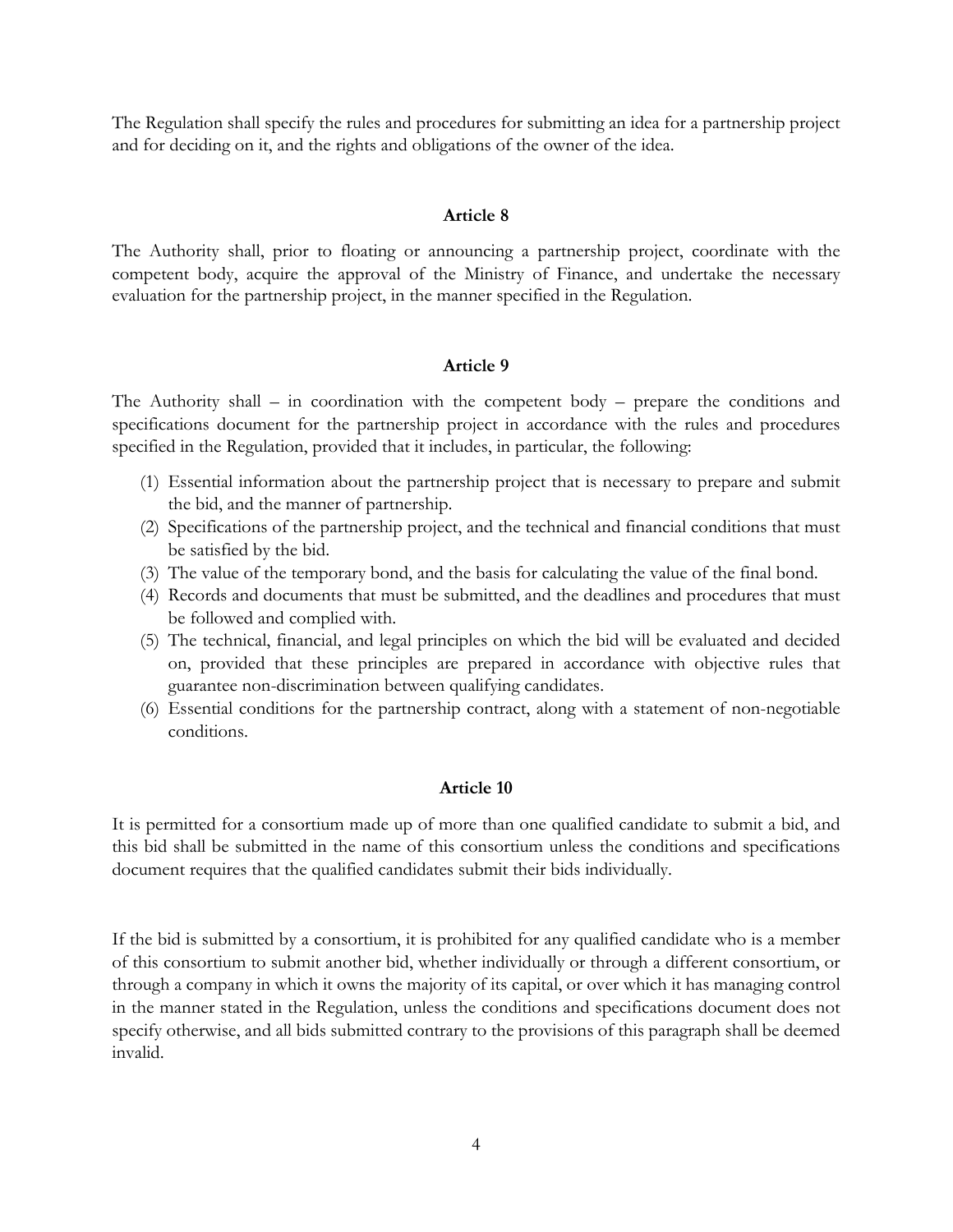The Regulation shall specify the rules and procedures for submitting an idea for a partnership project and for deciding on it, and the rights and obligations of the owner of the idea.

**Article 8**

The Authority shall, prior to floating or announcing a partnership project, coordinate with the competent body, acquire the approval of the Ministry of Finance, and undertake the necessary evaluation for the partnership project, in the manner specified in the Regulation.

**Article 9**

The Authority shall – in coordination with the competent body – prepare the conditions and specifications document for the partnership project in accordance with the rules and procedures specified in the Regulation, provided that it includes, in particular, the following:

(1) Essential information about the partnership project that is necessary to prepare and submit the bid, and the manner of partnership.
(2) Specifications of the partnership project, and the technical and financial conditions that must be satisfied by the bid.
(3) The value of the temporary bond, and the basis for calculating the value of the final bond.
(4) Records and documents that must be submitted, and the deadlines and procedures that must be followed and complied with.
(5) The technical, financial, and legal principles on which the bid will be evaluated and decided on, provided that these principles are prepared in accordance with objective rules that guarantee non-discrimination between qualifying candidates.
(6) Essential conditions for the partnership contract, along with a statement of non-negotiable conditions.

**Article 10**

It is permitted for a consortium made up of more than one qualified candidate to submit a bid, and this bid shall be submitted in the name of this consortium unless the conditions and specifications document requires that the qualified candidates submit their bids individually.

If the bid is submitted by a consortium, it is prohibited for any qualified candidate who is a member of this consortium to submit another bid, whether individually or through a different consortium, or through a company in which it owns the majority of its capital, or over which it has managing control in the manner stated in the Regulation, unless the conditions and specifications document does not specify otherwise, and all bids submitted contrary to the provisions of this paragraph shall be deemed invalid.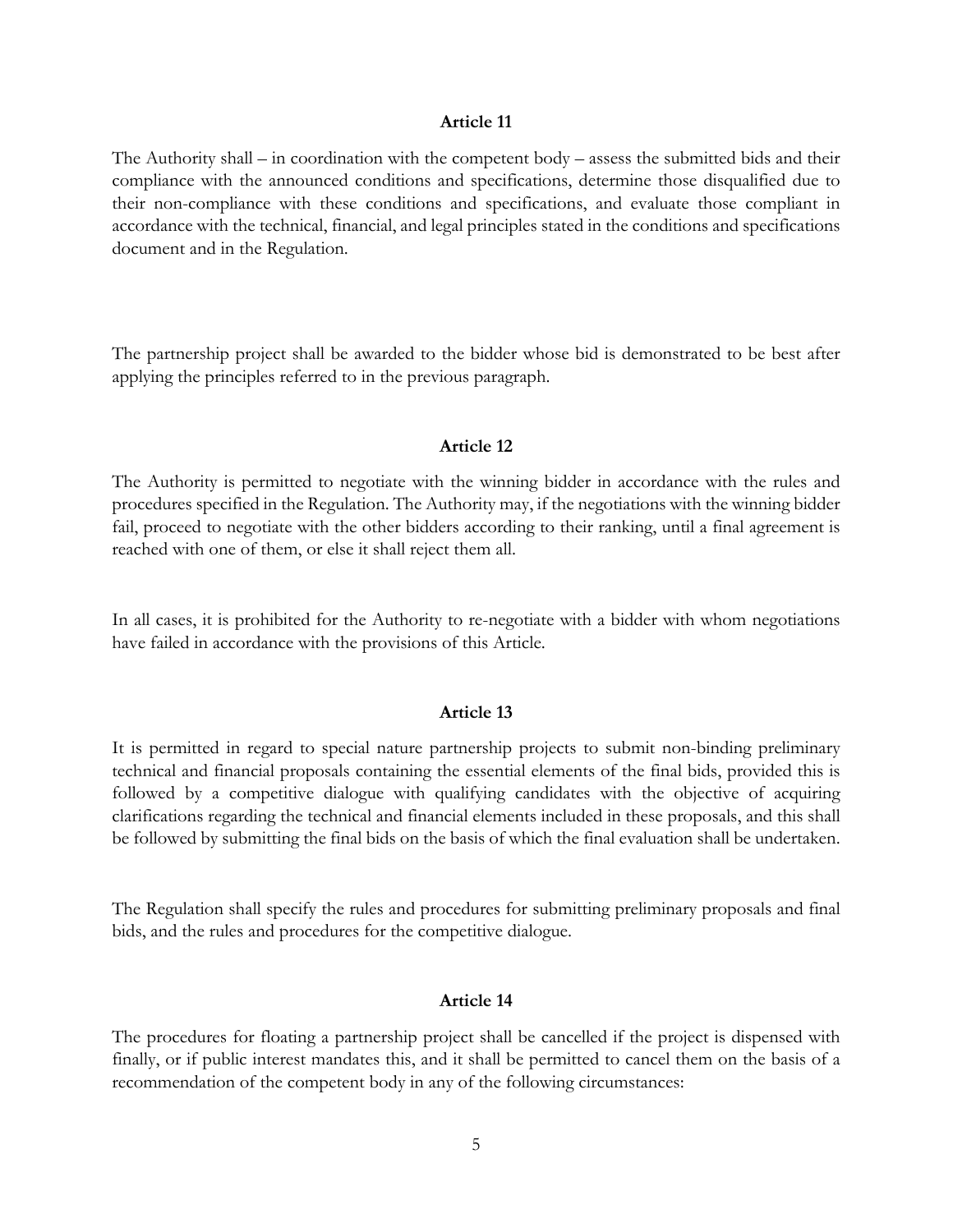**Article 11**

The Authority shall – in coordination with the competent body – assess the submitted bids and their compliance with the announced conditions and specifications, determine those disqualified due to their non-compliance with these conditions and specifications, and evaluate those compliant in accordance with the technical, financial, and legal principles stated in the conditions and specifications document and in the Regulation.

The partnership project shall be awarded to the bidder whose bid is demonstrated to be best after applying the principles referred to in the previous paragraph.

**Article 12**

The Authority is permitted to negotiate with the winning bidder in accordance with the rules and procedures specified in the Regulation. The Authority may, if the negotiations with the winning bidder fail, proceed to negotiate with the other bidders according to their ranking, until a final agreement is reached with one of them, or else it shall reject them all.

In all cases, it is prohibited for the Authority to re-negotiate with a bidder with whom negotiations have failed in accordance with the provisions of this Article.

**Article 13**

It is permitted in regard to special nature partnership projects to submit non-binding preliminary technical and financial proposals containing the essential elements of the final bids, provided this is followed by a competitive dialogue with qualifying candidates with the objective of acquiring clarifications regarding the technical and financial elements included in these proposals, and this shall be followed by submitting the final bids on the basis of which the final evaluation shall be undertaken.

The Regulation shall specify the rules and procedures for submitting preliminary proposals and final bids, and the rules and procedures for the competitive dialogue.

**Article 14**

The procedures for floating a partnership project shall be cancelled if the project is dispensed with finally, or if public interest mandates this, and it shall be permitted to cancel them on the basis of a recommendation of the competent body in any of the following circumstances: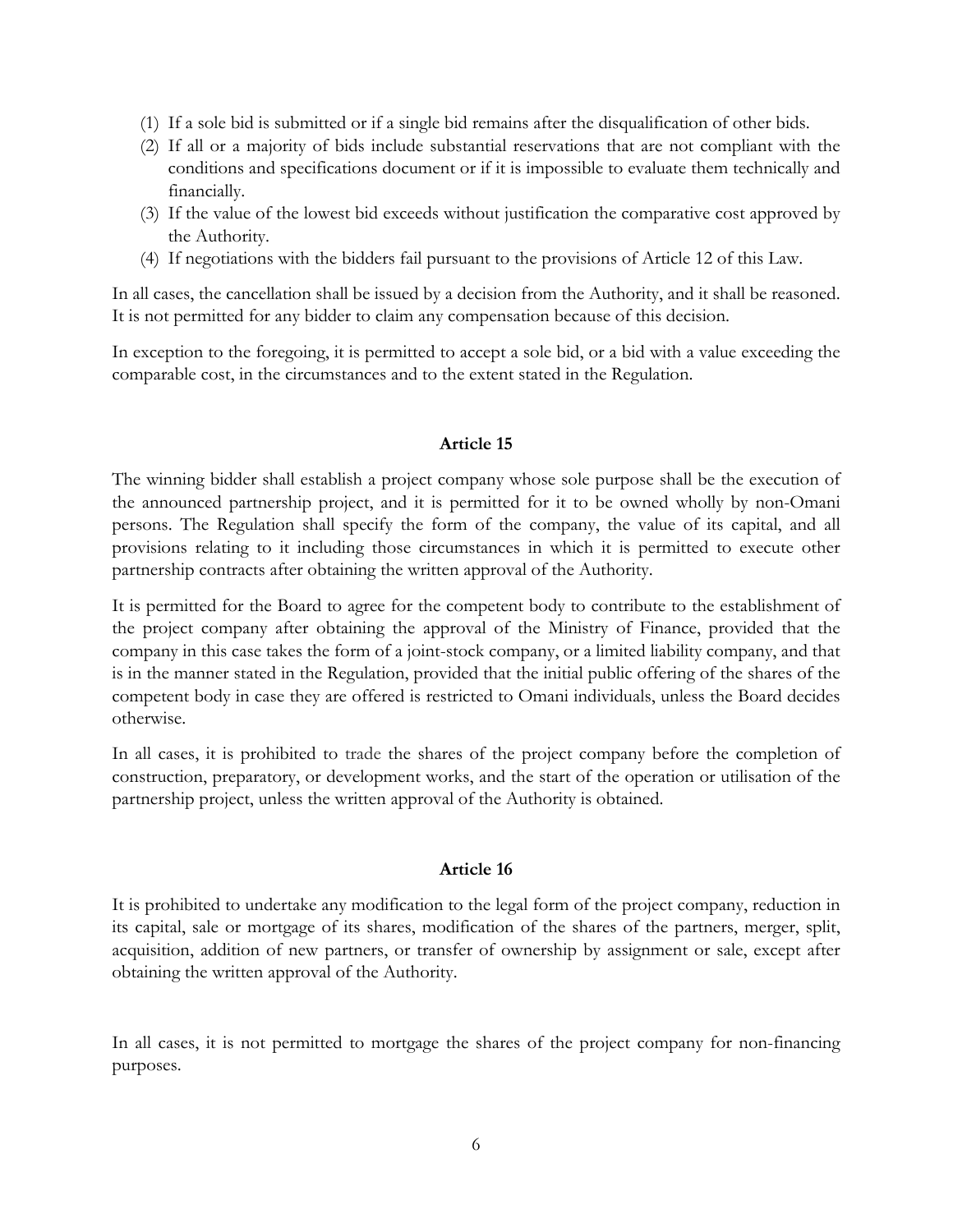(1) If a sole bid is submitted or if a single bid remains after the disqualification of other bids.
(2) If all or a majority of bids include substantial reservations that are not compliant with the conditions and specifications document or if it is impossible to evaluate them technically and financially.
(3) If the value of the lowest bid exceeds without justification the comparative cost approved by the Authority.
(4) If negotiations with the bidders fail pursuant to the provisions of Article 12 of this Law.

In all cases, the cancellation shall be issued by a decision from the Authority, and it shall be reasoned. It is not permitted for any bidder to claim any compensation because of this decision.

In exception to the foregoing, it is permitted to accept a sole bid, or a bid with a value exceeding the comparable cost, in the circumstances and to the extent stated in the Regulation.

**Article 15**

The winning bidder shall establish a project company whose sole purpose shall be the execution of the announced partnership project, and it is permitted for it to be owned wholly by non-Omani persons. The Regulation shall specify the form of the company, the value of its capital, and all provisions relating to it including those circumstances in which it is permitted to execute other partnership contracts after obtaining the written approval of the Authority.

It is permitted for the Board to agree for the competent body to contribute to the establishment of the project company after obtaining the approval of the Ministry of Finance, provided that the company in this case takes the form of a joint-stock company, or a limited liability company, and that is in the manner stated in the Regulation, provided that the initial public offering of the shares of the competent body in case they are offered is restricted to Omani individuals, unless the Board decides otherwise.

In all cases, it is prohibited to trade the shares of the project company before the completion of construction, preparatory, or development works, and the start of the operation or utilisation of the partnership project, unless the written approval of the Authority is obtained.

**Article 16**

It is prohibited to undertake any modification to the legal form of the project company, reduction in its capital, sale or mortgage of its shares, modification of the shares of the partners, merger, split, acquisition, addition of new partners, or transfer of ownership by assignment or sale, except after obtaining the written approval of the Authority.

In all cases, it is not permitted to mortgage the shares of the project company for non-financing purposes.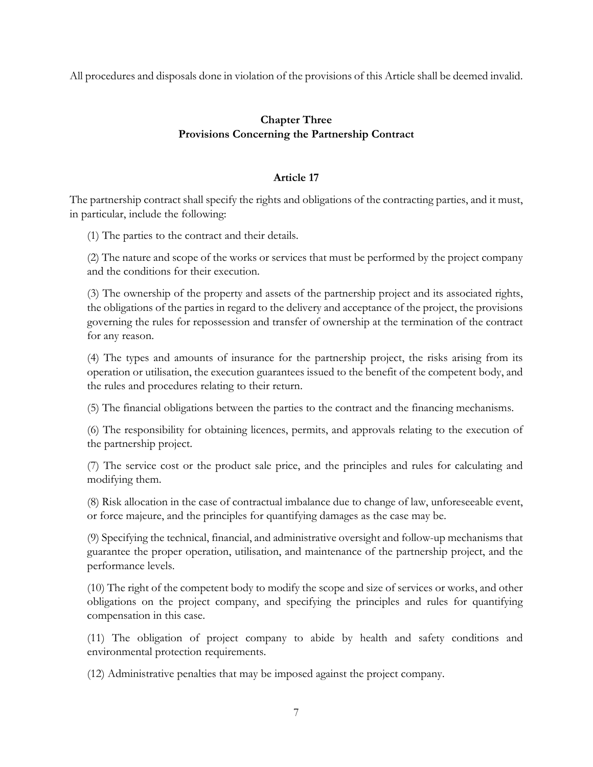All procedures and disposals done in violation of the provisions of this Article shall be deemed invalid.

## Chapter Three
## Provisions Concerning the Partnership Contract

### Article 17

The partnership contract shall specify the rights and obligations of the contracting parties, and it must, in particular, include the following:

(1) The parties to the contract and their details.

(2) The nature and scope of the works or services that must be performed by the project company and the conditions for their execution.

(3) The ownership of the property and assets of the partnership project and its associated rights, the obligations of the parties in regard to the delivery and acceptance of the project, the provisions governing the rules for repossession and transfer of ownership at the termination of the contract for any reason.

(4) The types and amounts of insurance for the partnership project, the risks arising from its operation or utilisation, the execution guarantees issued to the benefit of the competent body, and the rules and procedures relating to their return.

(5) The financial obligations between the parties to the contract and the financing mechanisms.

(6) The responsibility for obtaining licences, permits, and approvals relating to the execution of the partnership project.

(7) The service cost or the product sale price, and the principles and rules for calculating and modifying them.

(8) Risk allocation in the case of contractual imbalance due to change of law, unforeseeable event, or force majeure, and the principles for quantifying damages as the case may be.

(9) Specifying the technical, financial, and administrative oversight and follow-up mechanisms that guarantee the proper operation, utilisation, and maintenance of the partnership project, and the performance levels.

(10) The right of the competent body to modify the scope and size of services or works, and other obligations on the project company, and specifying the principles and rules for quantifying compensation in this case.

(11) The obligation of project company to abide by health and safety conditions and environmental protection requirements.

(12) Administrative penalties that may be imposed against the project company.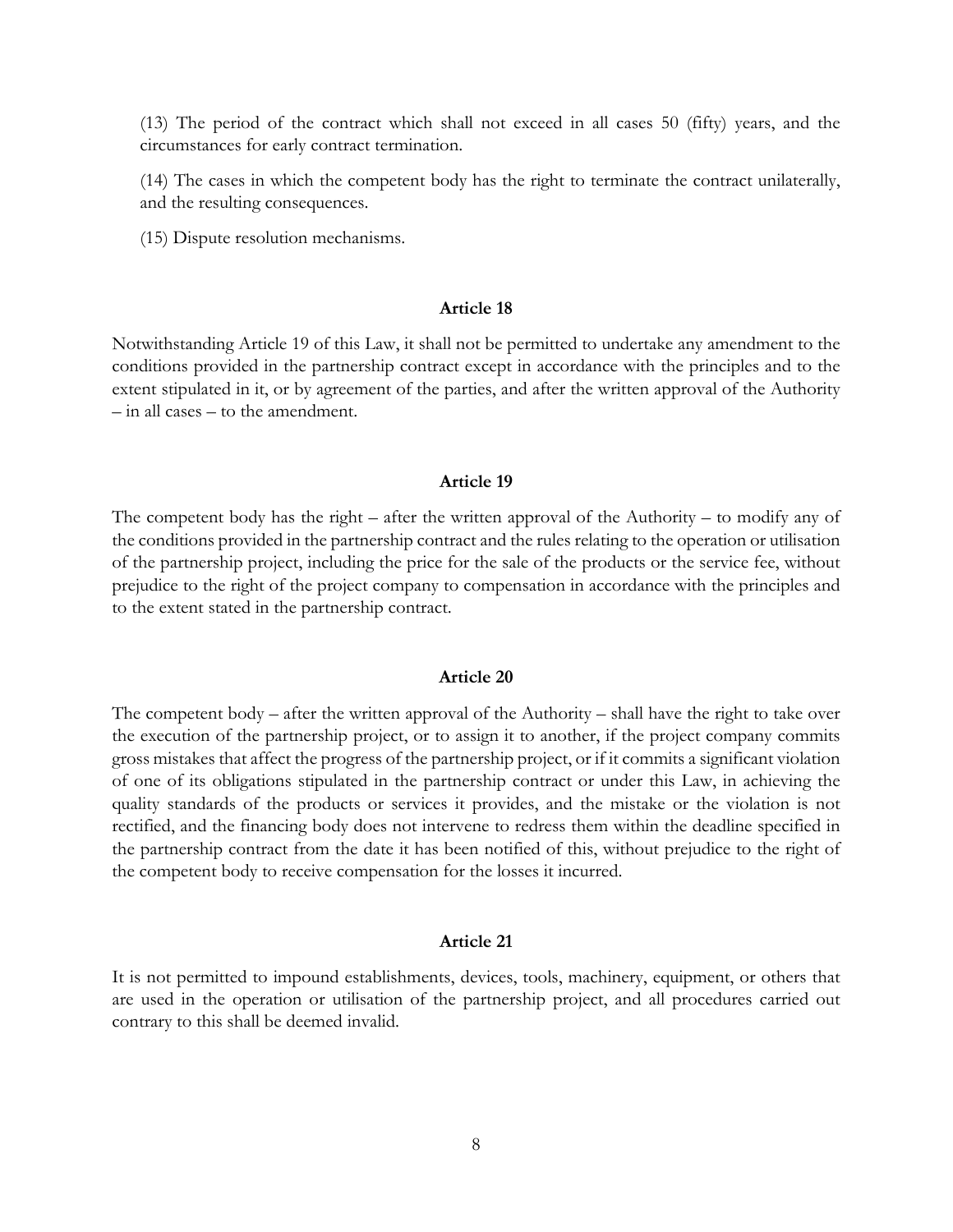(13) The period of the contract which shall not exceed in all cases 50 (fifty) years, and the circumstances for early contract termination.

(14) The cases in which the competent body has the right to terminate the contract unilaterally, and the resulting consequences.

(15) Dispute resolution mechanisms.

### Article 18

Notwithstanding Article 19 of this Law, it shall not be permitted to undertake any amendment to the conditions provided in the partnership contract except in accordance with the principles and to the extent stipulated in it, or by agreement of the parties, and after the written approval of the Authority – in all cases – to the amendment.

### Article 19

The competent body has the right – after the written approval of the Authority – to modify any of the conditions provided in the partnership contract and the rules relating to the operation or utilisation of the partnership project, including the price for the sale of the products or the service fee, without prejudice to the right of the project company to compensation in accordance with the principles and to the extent stated in the partnership contract.

### Article 20

The competent body – after the written approval of the Authority – shall have the right to take over the execution of the partnership project, or to assign it to another, if the project company commits gross mistakes that affect the progress of the partnership project, or if it commits a significant violation of one of its obligations stipulated in the partnership contract or under this Law, in achieving the quality standards of the products or services it provides, and the mistake or the violation is not rectified, and the financing body does not intervene to redress them within the deadline specified in the partnership contract from the date it has been notified of this, without prejudice to the right of the competent body to receive compensation for the losses it incurred.

### Article 21

It is not permitted to impound establishments, devices, tools, machinery, equipment, or others that are used in the operation or utilisation of the partnership project, and all procedures carried out contrary to this shall be deemed invalid.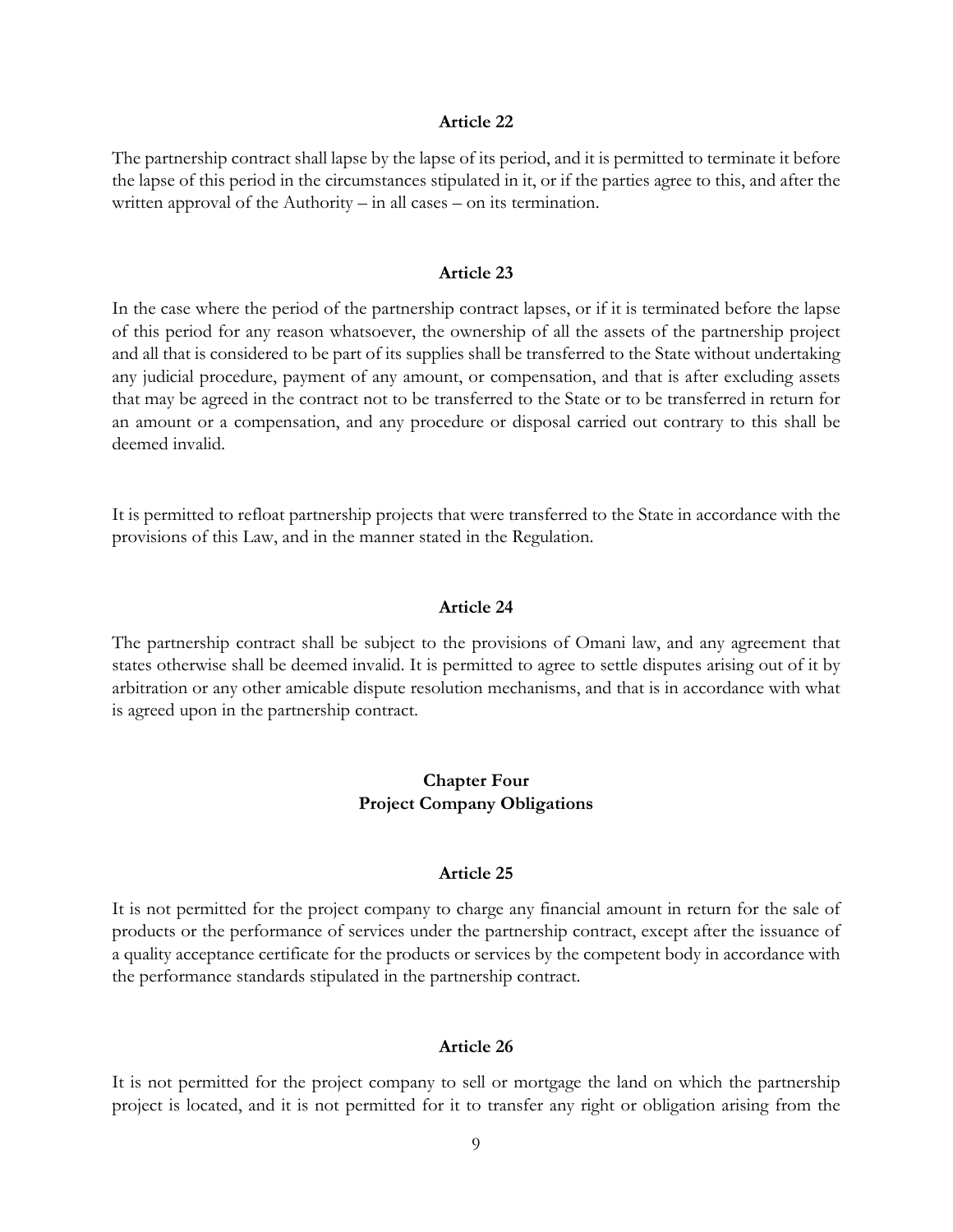**Article 22**

The partnership contract shall lapse by the lapse of its period, and it is permitted to terminate it before the lapse of this period in the circumstances stipulated in it, or if the parties agree to this, and after the written approval of the Authority – in all cases – on its termination.

**Article 23**

In the case where the period of the partnership contract lapses, or if it is terminated before the lapse of this period for any reason whatsoever, the ownership of all the assets of the partnership project and all that is considered to be part of its supplies shall be transferred to the State without undertaking any judicial procedure, payment of any amount, or compensation, and that is after excluding assets that may be agreed in the contract not to be transferred to the State or to be transferred in return for an amount or a compensation, and any procedure or disposal carried out contrary to this shall be deemed invalid.

It is permitted to refloat partnership projects that were transferred to the State in accordance with the provisions of this Law, and in the manner stated in the Regulation.

**Article 24**

The partnership contract shall be subject to the provisions of Omani law, and any agreement that states otherwise shall be deemed invalid. It is permitted to agree to settle disputes arising out of it by arbitration or any other amicable dispute resolution mechanisms, and that is in accordance with what is agreed upon in the partnership contract.

## Chapter Four
## Project Company Obligations

**Article 25**

It is not permitted for the project company to charge any financial amount in return for the sale of products or the performance of services under the partnership contract, except after the issuance of a quality acceptance certificate for the products or services by the competent body in accordance with the performance standards stipulated in the partnership contract.

**Article 26**

It is not permitted for the project company to sell or mortgage the land on which the partnership project is located, and it is not permitted for it to transfer any right or obligation arising from the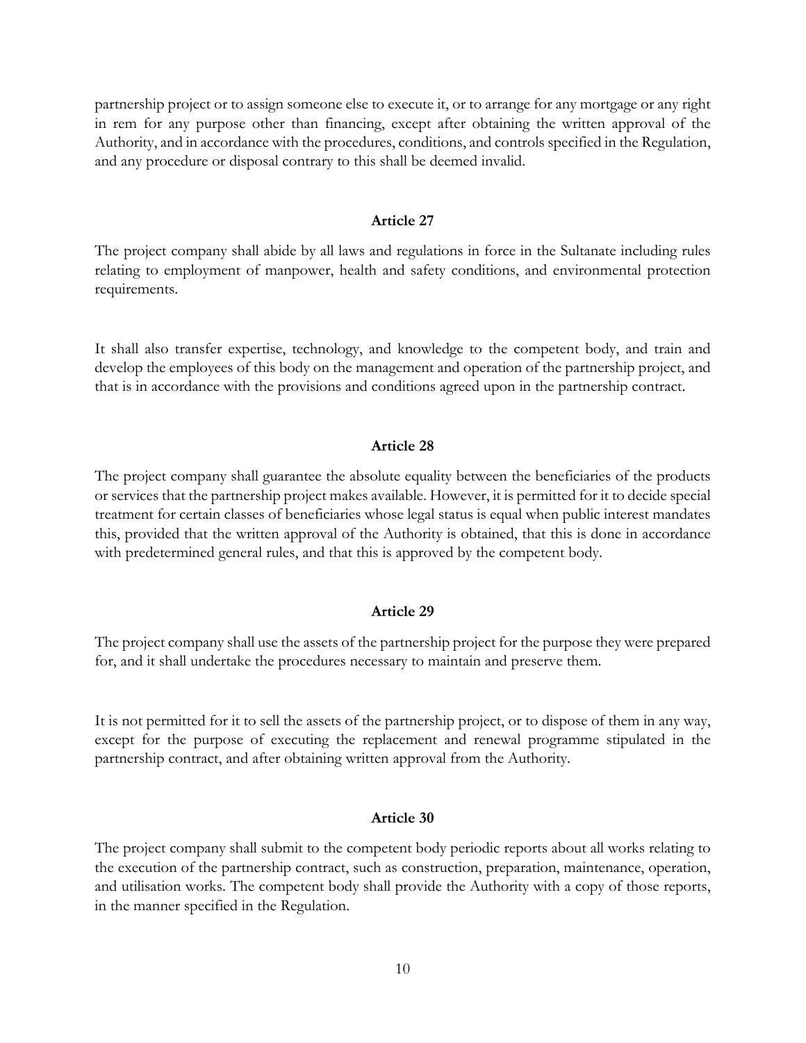partnership project or to assign someone else to execute it, or to arrange for any mortgage or any right in rem for any purpose other than financing, except after obtaining the written approval of the Authority, and in accordance with the procedures, conditions, and controls specified in the Regulation, and any procedure or disposal contrary to this shall be deemed invalid.

### Article 27

The project company shall abide by all laws and regulations in force in the Sultanate including rules relating to employment of manpower, health and safety conditions, and environmental protection requirements.

It shall also transfer expertise, technology, and knowledge to the competent body, and train and develop the employees of this body on the management and operation of the partnership project, and that is in accordance with the provisions and conditions agreed upon in the partnership contract.

### Article 28

The project company shall guarantee the absolute equality between the beneficiaries of the products or services that the partnership project makes available. However, it is permitted for it to decide special treatment for certain classes of beneficiaries whose legal status is equal when public interest mandates this, provided that the written approval of the Authority is obtained, that this is done in accordance with predetermined general rules, and that this is approved by the competent body.

### Article 29

The project company shall use the assets of the partnership project for the purpose they were prepared for, and it shall undertake the procedures necessary to maintain and preserve them.

It is not permitted for it to sell the assets of the partnership project, or to dispose of them in any way, except for the purpose of executing the replacement and renewal programme stipulated in the partnership contract, and after obtaining written approval from the Authority.

### Article 30

The project company shall submit to the competent body periodic reports about all works relating to the execution of the partnership contract, such as construction, preparation, maintenance, operation, and utilisation works. The competent body shall provide the Authority with a copy of those reports, in the manner specified in the Regulation.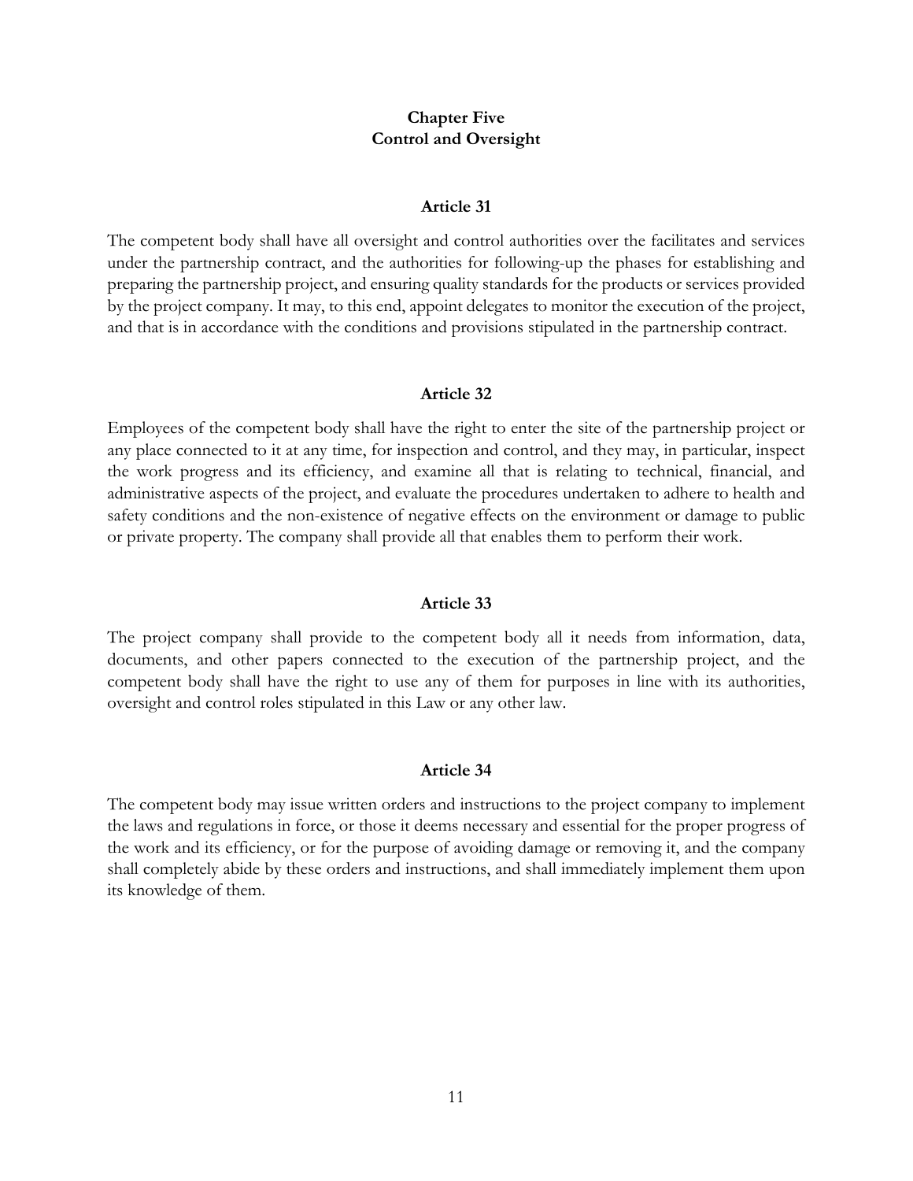## Chapter Five
## Control and Oversight

### Article 31

The competent body shall have all oversight and control authorities over the facilitates and services under the partnership contract, and the authorities for following-up the phases for establishing and preparing the partnership project, and ensuring quality standards for the products or services provided by the project company. It may, to this end, appoint delegates to monitor the execution of the project, and that is in accordance with the conditions and provisions stipulated in the partnership contract.

### Article 32

Employees of the competent body shall have the right to enter the site of the partnership project or any place connected to it at any time, for inspection and control, and they may, in particular, inspect the work progress and its efficiency, and examine all that is relating to technical, financial, and administrative aspects of the project, and evaluate the procedures undertaken to adhere to health and safety conditions and the non-existence of negative effects on the environment or damage to public or private property. The company shall provide all that enables them to perform their work.

### Article 33

The project company shall provide to the competent body all it needs from information, data, documents, and other papers connected to the execution of the partnership project, and the competent body shall have the right to use any of them for purposes in line with its authorities, oversight and control roles stipulated in this Law or any other law.

### Article 34

The competent body may issue written orders and instructions to the project company to implement the laws and regulations in force, or those it deems necessary and essential for the proper progress of the work and its efficiency, or for the purpose of avoiding damage or removing it, and the company shall completely abide by these orders and instructions, and shall immediately implement them upon its knowledge of them.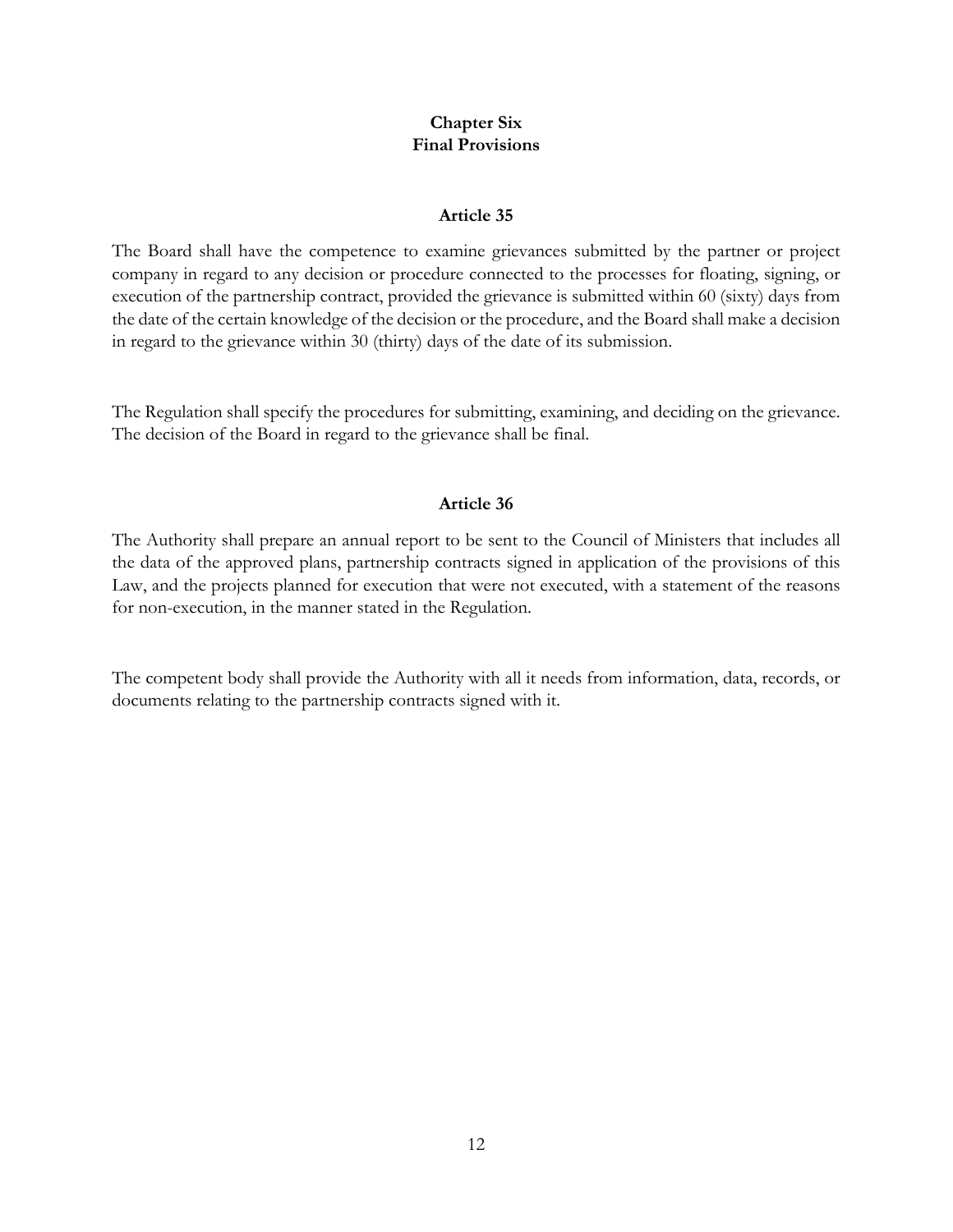## Chapter Six
## Final Provisions

### Article 35

The Board shall have the competence to examine grievances submitted by the partner or project company in regard to any decision or procedure connected to the processes for floating, signing, or execution of the partnership contract, provided the grievance is submitted within 60 (sixty) days from the date of the certain knowledge of the decision or the procedure, and the Board shall make a decision in regard to the grievance within 30 (thirty) days of the date of its submission.

The Regulation shall specify the procedures for submitting, examining, and deciding on the grievance. The decision of the Board in regard to the grievance shall be final.

### Article 36

The Authority shall prepare an annual report to be sent to the Council of Ministers that includes all the data of the approved plans, partnership contracts signed in application of the provisions of this Law, and the projects planned for execution that were not executed, with a statement of the reasons for non-execution, in the manner stated in the Regulation.

The competent body shall provide the Authority with all it needs from information, data, records, or documents relating to the partnership contracts signed with it.